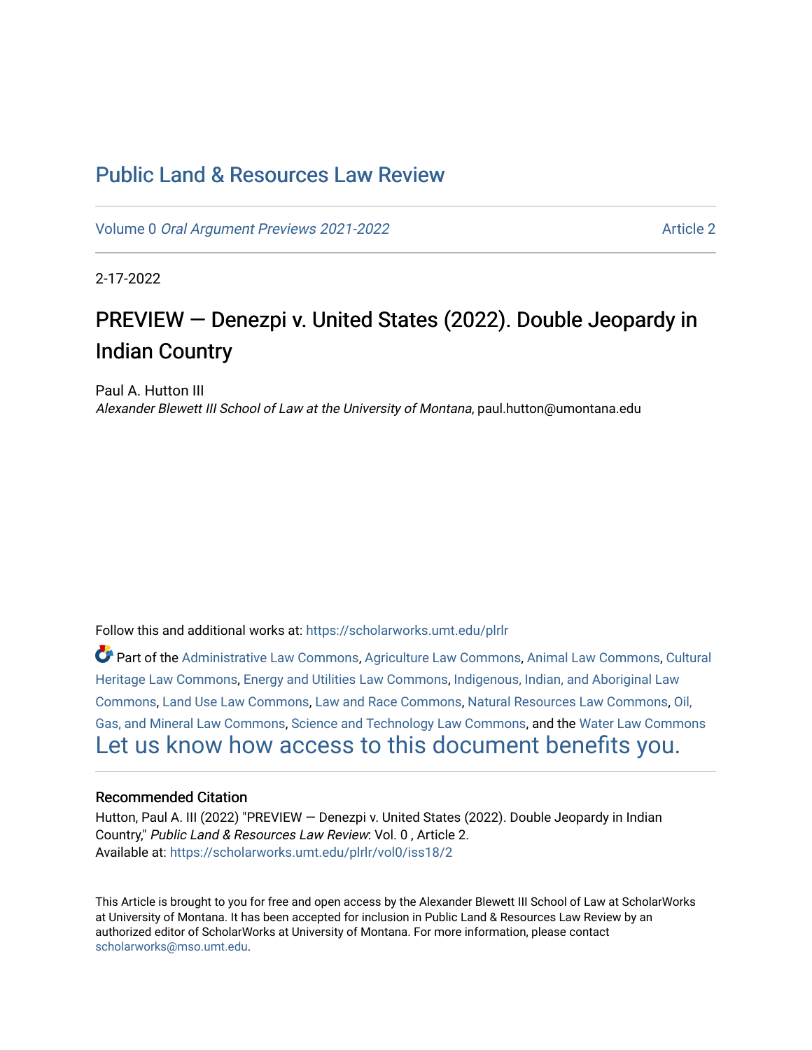# Public Land & Resources Law Review

Volume 0 *Oral Argument Previews 2021-2022* Article 2

2-17-2022

## PREVIEW — Denezpi v. United States (2022). Double Jeopardy in Indian Country

Paul A. Hutton III
*Alexander Blewett III School of Law at the University of Montana*, paul.hutton@umontana.edu

Follow this and additional works at: https://scholarworks.umt.edu/plrlr

Part of the Administrative Law Commons, Agriculture Law Commons, Animal Law Commons, Cultural Heritage Law Commons, Energy and Utilities Law Commons, Indigenous, Indian, and Aboriginal Law Commons, Land Use Law Commons, Law and Race Commons, Natural Resources Law Commons, Oil, Gas, and Mineral Law Commons, Science and Technology Law Commons, and the Water Law Commons

Let us know how access to this document benefits you.

### Recommended Citation

Hutton, Paul A. III (2022) "PREVIEW — Denezpi v. United States (2022). Double Jeopardy in Indian Country," *Public Land & Resources Law Review*: Vol. 0 , Article 2.
Available at: https://scholarworks.umt.edu/plrlr/vol0/iss18/2

This Article is brought to you for free and open access by the Alexander Blewett III School of Law at ScholarWorks at University of Montana. It has been accepted for inclusion in Public Land & Resources Law Review by an authorized editor of ScholarWorks at University of Montana. For more information, please contact scholarworks@mso.umt.edu.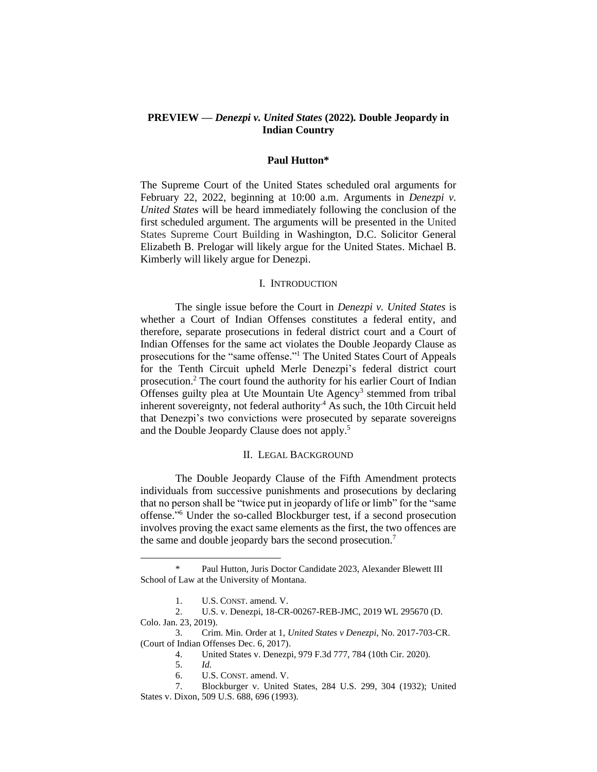**PREVIEW — *Denezpi v. United States* (2022). Double Jeopardy in Indian Country**

**Paul Hutton***

The Supreme Court of the United States scheduled oral arguments for February 22, 2022, beginning at 10:00 a.m. Arguments in *Denezpi v. United States* will be heard immediately following the conclusion of the first scheduled argument. The arguments will be presented in the United States Supreme Court Building in Washington, D.C. Solicitor General Elizabeth B. Prelogar will likely argue for the United States. Michael B. Kimberly will likely argue for Denezpi.

## I. INTRODUCTION

The single issue before the Court in *Denezpi v. United States* is whether a Court of Indian Offenses constitutes a federal entity, and therefore, separate prosecutions in federal district court and a Court of Indian Offenses for the same act violates the Double Jeopardy Clause as prosecutions for the "same offense."[1] The United States Court of Appeals for the Tenth Circuit upheld Merle Denezpi's federal district court prosecution.[2] The court found the authority for his earlier Court of Indian Offenses guilty plea at Ute Mountain Ute Agency[3] stemmed from tribal inherent sovereignty, not federal authority.[4] As such, the 10th Circuit held that Denezpi's two convictions were prosecuted by separate sovereigns and the Double Jeopardy Clause does not apply.[5]

## II. LEGAL BACKGROUND

The Double Jeopardy Clause of the Fifth Amendment protects individuals from successive punishments and prosecutions by declaring that no person shall be "twice put in jeopardy of life or limb" for the "same offense."[6] Under the so-called Blockburger test, if a second prosecution involves proving the exact same elements as the first, the two offences are the same and double jeopardy bars the second prosecution.[7]

---

\* Paul Hutton, Juris Doctor Candidate 2023, Alexander Blewett III School of Law at the University of Montana.

1. U.S. CONST. amend. V.
2. U.S. v. Denezpi, 18-CR-00267-REB-JMC, 2019 WL 295670 (D. Colo. Jan. 23, 2019).
3. Crim. Min. Order at 1, *United States v Denezpi*, No. 2017-703-CR. (Court of Indian Offenses Dec. 6, 2017).
4. United States v. Denezpi, 979 F.3d 777, 784 (10th Cir. 2020).
5. *Id.*
6. U.S. CONST. amend. V.
7. Blockburger v. United States, 284 U.S. 299, 304 (1932); United States v. Dixon, 509 U.S. 688, 696 (1993).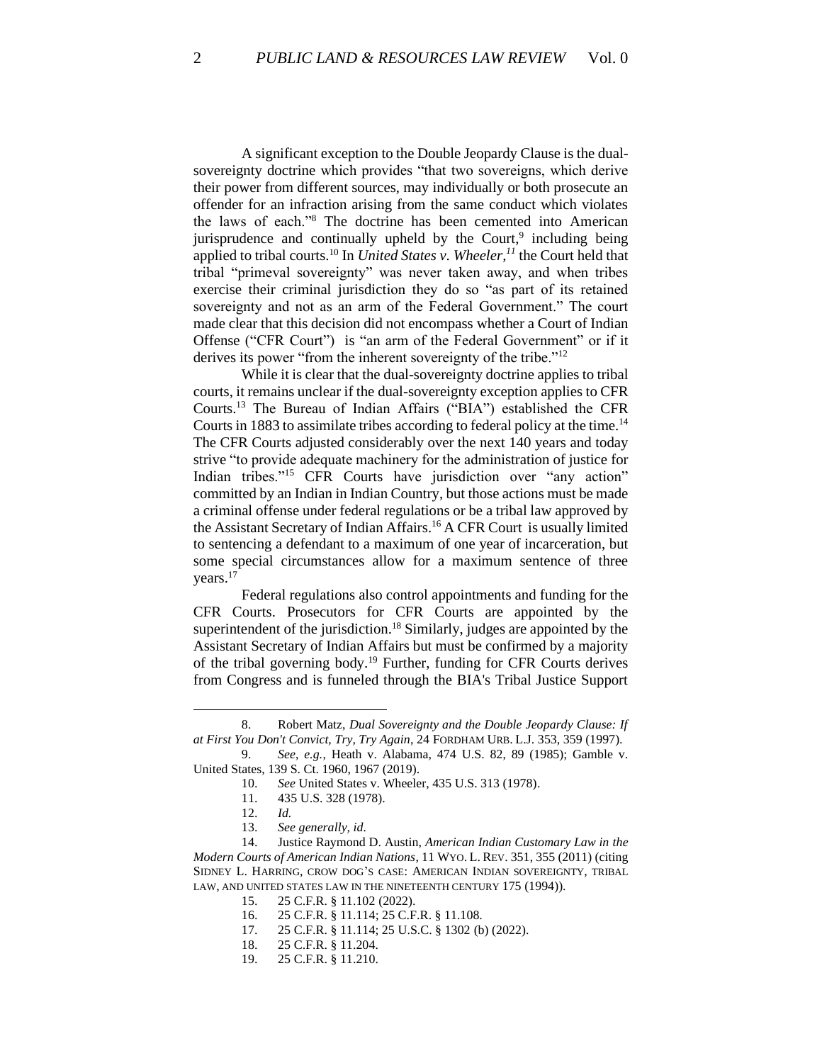A significant exception to the Double Jeopardy Clause is the dual-sovereignty doctrine which provides "that two sovereigns, which derive their power from different sources, may individually or both prosecute an offender for an infraction arising from the same conduct which violates the laws of each."[8] The doctrine has been cemented into American jurisprudence and continually upheld by the Court,[9] including being applied to tribal courts.[10] In *United States v. Wheeler,*[11] the Court held that tribal "primeval sovereignty" was never taken away, and when tribes exercise their criminal jurisdiction they do so "as part of its retained sovereignty and not as an arm of the Federal Government." The court made clear that this decision did not encompass whether a Court of Indian Offense ("CFR Court") is "an arm of the Federal Government" or if it derives its power "from the inherent sovereignty of the tribe."[12]

While it is clear that the dual-sovereignty doctrine applies to tribal courts, it remains unclear if the dual-sovereignty exception applies to CFR Courts.[13] The Bureau of Indian Affairs ("BIA") established the CFR Courts in 1883 to assimilate tribes according to federal policy at the time.[14] The CFR Courts adjusted considerably over the next 140 years and today strive "to provide adequate machinery for the administration of justice for Indian tribes."[15] CFR Courts have jurisdiction over "any action" committed by an Indian in Indian Country, but those actions must be made a criminal offense under federal regulations or be a tribal law approved by the Assistant Secretary of Indian Affairs.[16] A CFR Court is usually limited to sentencing a defendant to a maximum of one year of incarceration, but some special circumstances allow for a maximum sentence of three years.[17]

Federal regulations also control appointments and funding for the CFR Courts. Prosecutors for CFR Courts are appointed by the superintendent of the jurisdiction.[18] Similarly, judges are appointed by the Assistant Secretary of Indian Affairs but must be confirmed by a majority of the tribal governing body.[19] Further, funding for CFR Courts derives from Congress and is funneled through the BIA's Tribal Justice Support

---

8. Robert Matz, *Dual Sovereignty and the Double Jeopardy Clause: If at First You Don't Convict, Try, Try Again*, 24 FORDHAM URB. L.J. 353, 359 (1997).

9. *See, e.g.*, Heath v. Alabama, 474 U.S. 82, 89 (1985); Gamble v. United States, 139 S. Ct. 1960, 1967 (2019).

10. *See* United States v. Wheeler, 435 U.S. 313 (1978).

11. 435 U.S. 328 (1978).

12. *Id.*

13. *See generally, id.*

14. Justice Raymond D. Austin, *American Indian Customary Law in the Modern Courts of American Indian Nations*, 11 WYO. L. REV. 351, 355 (2011) (citing SIDNEY L. HARRING, CROW DOG'S CASE: AMERICAN INDIAN SOVEREIGNTY, TRIBAL LAW, AND UNITED STATES LAW IN THE NINETEENTH CENTURY 175 (1994)).

15. 25 C.F.R. § 11.102 (2022).

16. 25 C.F.R. § 11.114; 25 C.F.R. § 11.108.

17. 25 C.F.R. § 11.114; 25 U.S.C. § 1302 (b) (2022).

18. 25 C.F.R. § 11.204.

19. 25 C.F.R. § 11.210.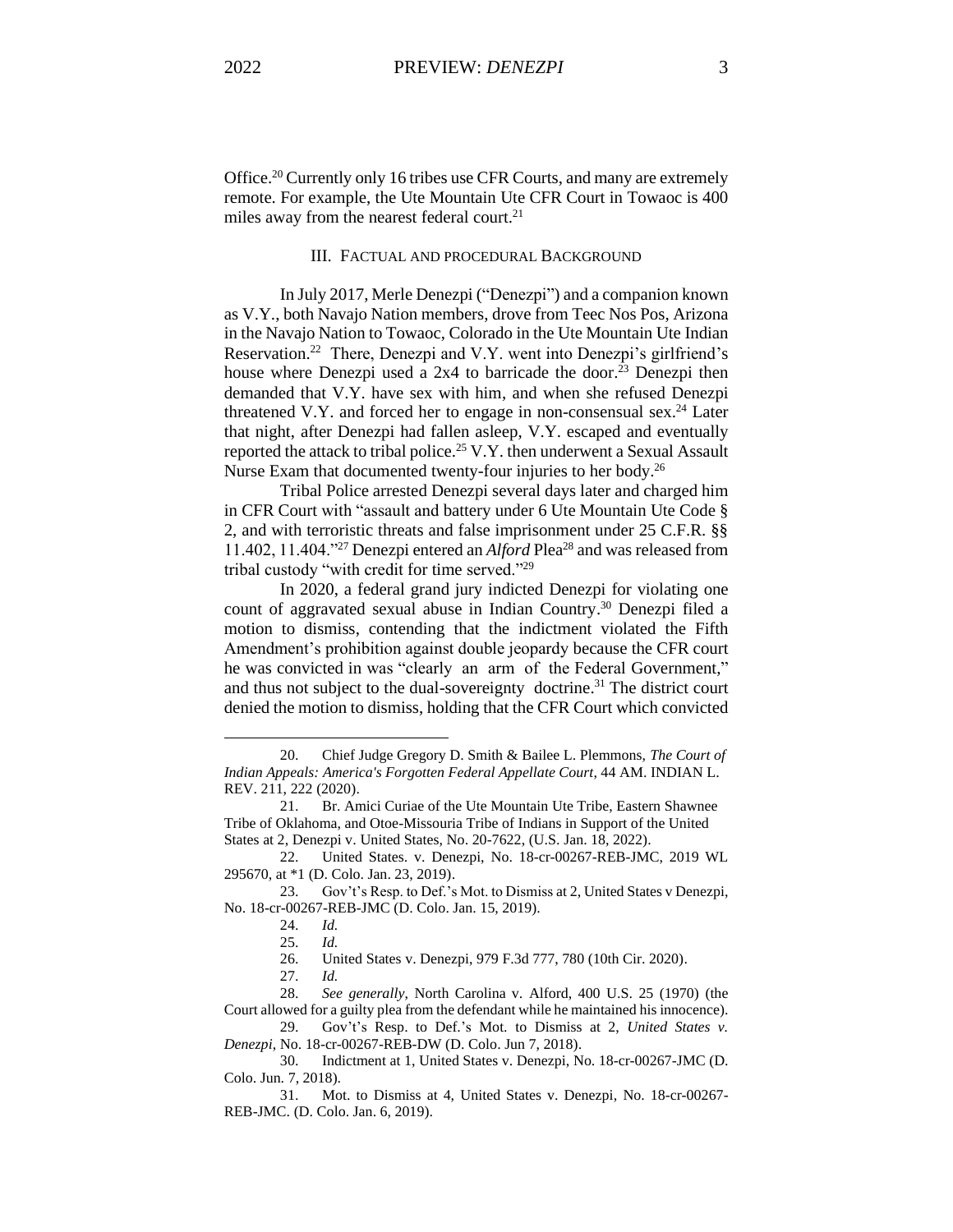Office.[20] Currently only 16 tribes use CFR Courts, and many are extremely remote. For example, the Ute Mountain Ute CFR Court in Towaoc is 400 miles away from the nearest federal court.[21]

### III. Factual and procedural Background

In July 2017, Merle Denezpi ("Denezpi") and a companion known as V.Y., both Navajo Nation members, drove from Teec Nos Pos, Arizona in the Navajo Nation to Towaoc, Colorado in the Ute Mountain Ute Indian Reservation.[22] There, Denezpi and V.Y. went into Denezpi's girlfriend's house where Denezpi used a 2x4 to barricade the door.[23] Denezpi then demanded that V.Y. have sex with him, and when she refused Denezpi threatened V.Y. and forced her to engage in non-consensual sex.[24] Later that night, after Denezpi had fallen asleep, V.Y. escaped and eventually reported the attack to tribal police.[25] V.Y. then underwent a Sexual Assault Nurse Exam that documented twenty-four injuries to her body.[26]

Tribal Police arrested Denezpi several days later and charged him in CFR Court with "assault and battery under 6 Ute Mountain Ute Code § 2, and with terroristic threats and false imprisonment under 25 C.F.R. §§ 11.402, 11.404."[27] Denezpi entered an *Alford* Plea[28] and was released from tribal custody "with credit for time served."[29]

In 2020, a federal grand jury indicted Denezpi for violating one count of aggravated sexual abuse in Indian Country.[30] Denezpi filed a motion to dismiss, contending that the indictment violated the Fifth Amendment's prohibition against double jeopardy because the CFR court he was convicted in was "clearly an arm of the Federal Government," and thus not subject to the dual-sovereignty doctrine.[31] The district court denied the motion to dismiss, holding that the CFR Court which convicted

---

20. Chief Judge Gregory D. Smith & Bailee L. Plemmons, *The Court of Indian Appeals: America's Forgotten Federal Appellate Court*, 44 AM. INDIAN L. REV. 211, 222 (2020).

21. Br. Amici Curiae of the Ute Mountain Ute Tribe, Eastern Shawnee Tribe of Oklahoma, and Otoe-Missouria Tribe of Indians in Support of the United States at 2, Denezpi v. United States, No. 20-7622, (U.S. Jan. 18, 2022).

22. United States. v. Denezpi, No. 18-cr-00267-REB-JMC, 2019 WL 295670, at *1 (D. Colo. Jan. 23, 2019).

23. Gov't's Resp. to Def.'s Mot. to Dismiss at 2, United States v Denezpi, No. 18-cr-00267-REB-JMC (D. Colo. Jan. 15, 2019).

24. *Id.*

25. *Id.*

26. United States v. Denezpi, 979 F.3d 777, 780 (10th Cir. 2020).

27. *Id.*

28. *See generally*, North Carolina v. Alford, 400 U.S. 25 (1970) (the Court allowed for a guilty plea from the defendant while he maintained his innocence).

29. Gov't's Resp. to Def.'s Mot. to Dismiss at 2, *United States v. Denezpi*, No. 18-cr-00267-REB-DW (D. Colo. Jun 7, 2018).

30. Indictment at 1, United States v. Denezpi, No. 18-cr-00267-JMC (D. Colo. Jun. 7, 2018).

31. Mot. to Dismiss at 4, United States v. Denezpi, No. 18-cr-00267-REB-JMC. (D. Colo. Jan. 6, 2019).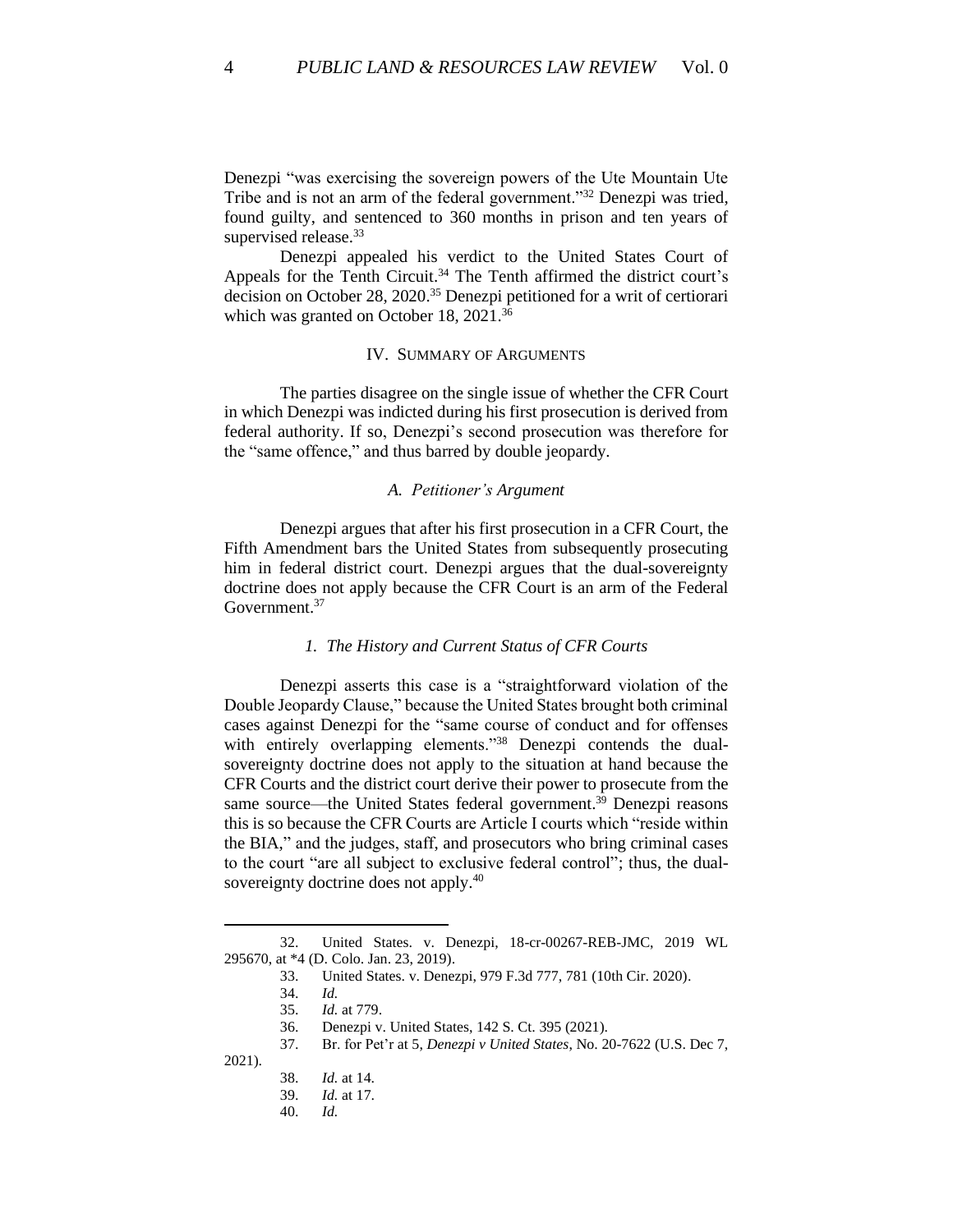Denezpi "was exercising the sovereign powers of the Ute Mountain Ute Tribe and is not an arm of the federal government."[32] Denezpi was tried, found guilty, and sentenced to 360 months in prison and ten years of supervised release.[33]

Denezpi appealed his verdict to the United States Court of Appeals for the Tenth Circuit.[34] The Tenth affirmed the district court's decision on October 28, 2020.[35] Denezpi petitioned for a writ of certiorari which was granted on October 18, 2021.[36]

## IV. Summary of Arguments

The parties disagree on the single issue of whether the CFR Court in which Denezpi was indicted during his first prosecution is derived from federal authority. If so, Denezpi's second prosecution was therefore for the "same offence," and thus barred by double jeopardy.

### *A. Petitioner's Argument*

Denezpi argues that after his first prosecution in a CFR Court, the Fifth Amendment bars the United States from subsequently prosecuting him in federal district court. Denezpi argues that the dual-sovereignty doctrine does not apply because the CFR Court is an arm of the Federal Government.[37]

#### *1. The History and Current Status of CFR Courts*

Denezpi asserts this case is a "straightforward violation of the Double Jeopardy Clause," because the United States brought both criminal cases against Denezpi for the "same course of conduct and for offenses with entirely overlapping elements."[38] Denezpi contends the dual-sovereignty doctrine does not apply to the situation at hand because the CFR Courts and the district court derive their power to prosecute from the same source—the United States federal government.[39] Denezpi reasons this is so because the CFR Courts are Article I courts which "reside within the BIA," and the judges, staff, and prosecutors who bring criminal cases to the court "are all subject to exclusive federal control"; thus, the dual-sovereignty doctrine does not apply.[40]

---

32. United States. v. Denezpi, 18-cr-00267-REB-JMC, 2019 WL 295670, at \*4 (D. Colo. Jan. 23, 2019).
33. United States. v. Denezpi, 979 F.3d 777, 781 (10th Cir. 2020).
34. *Id.*
35. *Id.* at 779.
36. Denezpi v. United States, 142 S. Ct. 395 (2021).
37. Br. for Pet'r at 5, *Denezpi v United States*, No. 20-7622 (U.S. Dec 7, 2021).
38. *Id.* at 14.
39. *Id.* at 17.
40. *Id.*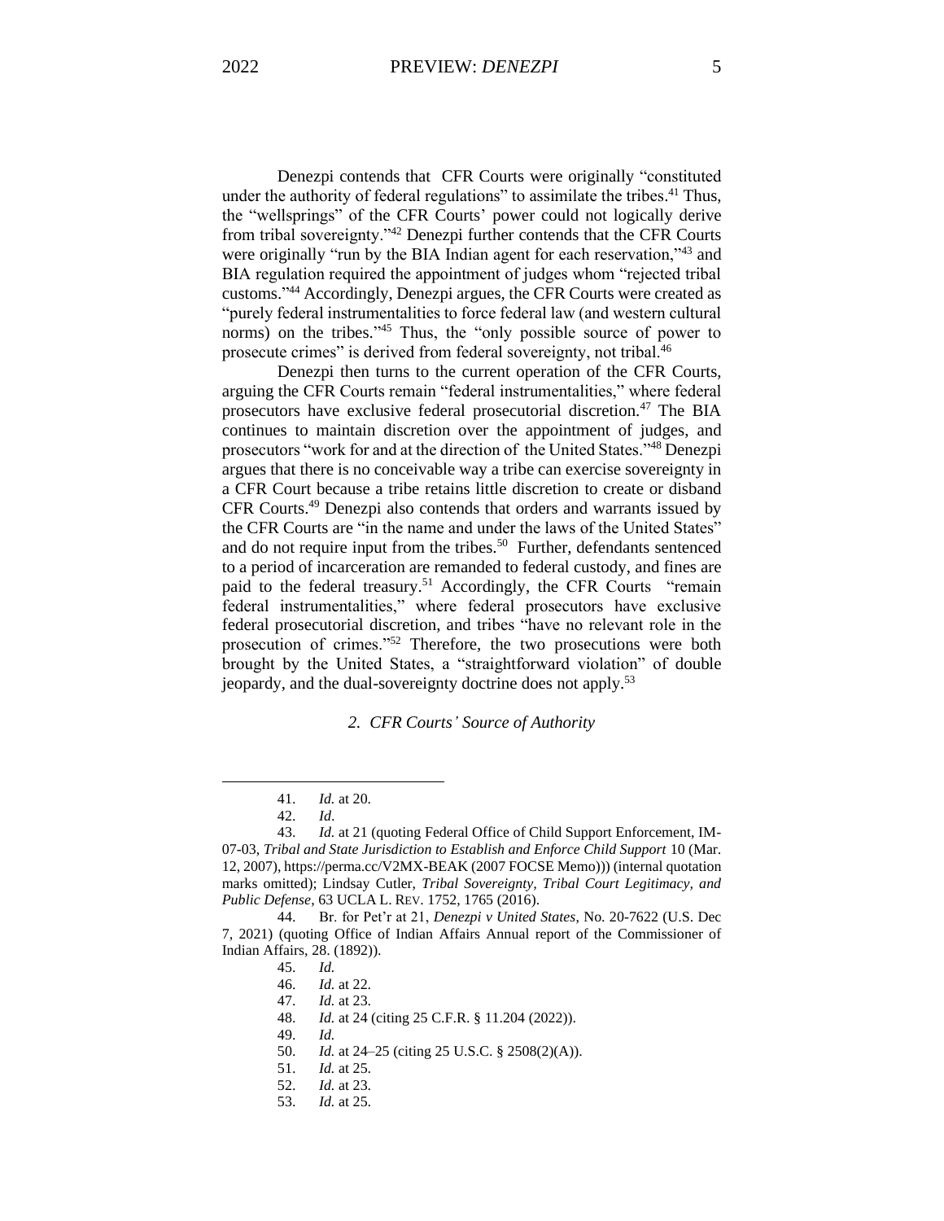Denezpi contends that CFR Courts were originally "constituted under the authority of federal regulations" to assimilate the tribes.[41] Thus, the "wellsprings" of the CFR Courts' power could not logically derive from tribal sovereignty."[42] Denezpi further contends that the CFR Courts were originally "run by the BIA Indian agent for each reservation,"[43] and BIA regulation required the appointment of judges whom "rejected tribal customs."[44] Accordingly, Denezpi argues, the CFR Courts were created as "purely federal instrumentalities to force federal law (and western cultural norms) on the tribes."[45] Thus, the "only possible source of power to prosecute crimes" is derived from federal sovereignty, not tribal.[46]

Denezpi then turns to the current operation of the CFR Courts, arguing the CFR Courts remain "federal instrumentalities," where federal prosecutors have exclusive federal prosecutorial discretion.[47] The BIA continues to maintain discretion over the appointment of judges, and prosecutors "work for and at the direction of the United States."[48] Denezpi argues that there is no conceivable way a tribe can exercise sovereignty in a CFR Court because a tribe retains little discretion to create or disband CFR Courts.[49] Denezpi also contends that orders and warrants issued by the CFR Courts are "in the name and under the laws of the United States" and do not require input from the tribes.[50] Further, defendants sentenced to a period of incarceration are remanded to federal custody, and fines are paid to the federal treasury.[51] Accordingly, the CFR Courts "remain federal instrumentalities," where federal prosecutors have exclusive federal prosecutorial discretion, and tribes "have no relevant role in the prosecution of crimes."[52] Therefore, the two prosecutions were both brought by the United States, a "straightforward violation" of double jeopardy, and the dual-sovereignty doctrine does not apply.[53]

### *2. CFR Courts' Source of Authority*

---

41. *Id.* at 20.

42. *Id*.

43. *Id.* at 21 (quoting Federal Office of Child Support Enforcement, IM-07-03, *Tribal and State Jurisdiction to Establish and Enforce Child Support* 10 (Mar. 12, 2007), https://perma.cc/V2MX-BEAK (2007 FOCSE Memo))) (internal quotation marks omitted); Lindsay Cutler, *Tribal Sovereignty, Tribal Court Legitimacy, and Public Defense*, 63 UCLA L. REV. 1752, 1765 (2016).

44. Br. for Pet'r at 21, *Denezpi v United States*, No. 20-7622 (U.S. Dec 7, 2021) (quoting Office of Indian Affairs Annual report of the Commissioner of Indian Affairs, 28. (1892)).

45. *Id.*

46. *Id.* at 22.

47. *Id.* at 23.

48. *Id.* at 24 (citing 25 C.F.R. § 11.204 (2022)).

49. *Id.*

50. *Id.* at 24–25 (citing 25 U.S.C. § 2508(2)(A)).

51. *Id.* at 25.

52. *Id.* at 23.

53. *Id.* at 25.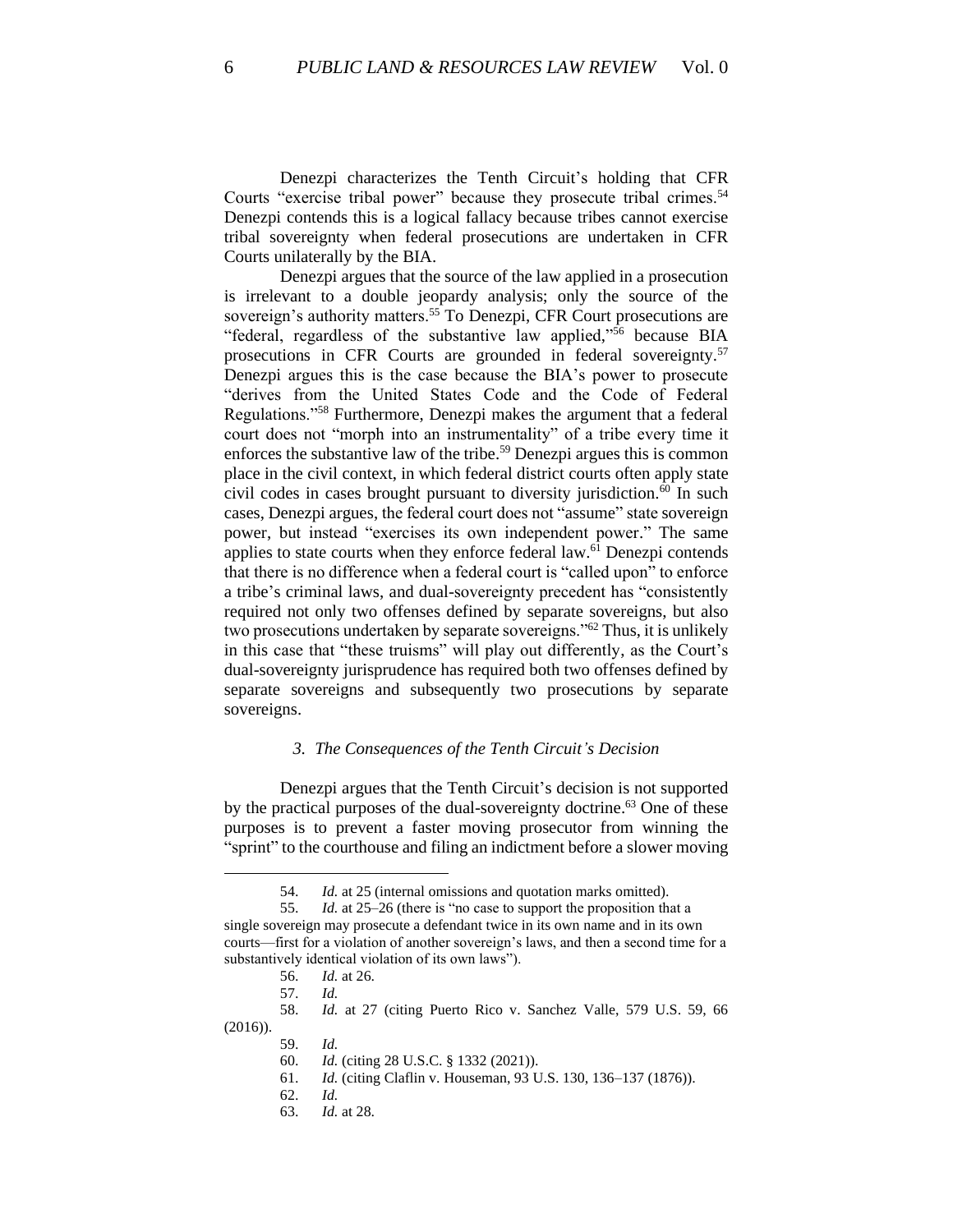Denezpi characterizes the Tenth Circuit's holding that CFR Courts "exercise tribal power" because they prosecute tribal crimes.[54] Denezpi contends this is a logical fallacy because tribes cannot exercise tribal sovereignty when federal prosecutions are undertaken in CFR Courts unilaterally by the BIA.

Denezpi argues that the source of the law applied in a prosecution is irrelevant to a double jeopardy analysis; only the source of the sovereign's authority matters.[55] To Denezpi, CFR Court prosecutions are "federal, regardless of the substantive law applied,"[56] because BIA prosecutions in CFR Courts are grounded in federal sovereignty.[57] Denezpi argues this is the case because the BIA's power to prosecute "derives from the United States Code and the Code of Federal Regulations."[58] Furthermore, Denezpi makes the argument that a federal court does not "morph into an instrumentality" of a tribe every time it enforces the substantive law of the tribe.[59] Denezpi argues this is common place in the civil context, in which federal district courts often apply state civil codes in cases brought pursuant to diversity jurisdiction.[60] In such cases, Denezpi argues, the federal court does not "assume" state sovereign power, but instead "exercises its own independent power." The same applies to state courts when they enforce federal law.[61] Denezpi contends that there is no difference when a federal court is "called upon" to enforce a tribe's criminal laws, and dual-sovereignty precedent has "consistently required not only two offenses defined by separate sovereigns, but also two prosecutions undertaken by separate sovereigns."[62] Thus, it is unlikely in this case that "these truisms" will play out differently, as the Court's dual-sovereignty jurisprudence has required both two offenses defined by separate sovereigns and subsequently two prosecutions by separate sovereigns.

### 3. *The Consequences of the Tenth Circuit's Decision*

Denezpi argues that the Tenth Circuit's decision is not supported by the practical purposes of the dual-sovereignty doctrine.[63] One of these purposes is to prevent a faster moving prosecutor from winning the "sprint" to the courthouse and filing an indictment before a slower moving

---

54. *Id.* at 25 (internal omissions and quotation marks omitted).

55. *Id.* at 25–26 (there is "no case to support the proposition that a single sovereign may prosecute a defendant twice in its own name and in its own courts—first for a violation of another sovereign's laws, and then a second time for a substantively identical violation of its own laws").

56. *Id.* at 26.

57. *Id.*

58. *Id.* at 27 (citing Puerto Rico v. Sanchez Valle, 579 U.S. 59, 66 (2016)).

59. *Id.*

60. *Id.* (citing 28 U.S.C. § 1332 (2021)).

61. *Id.* (citing Claflin v. Houseman, 93 U.S. 130, 136–137 (1876)).

62. *Id.*

63. *Id.* at 28.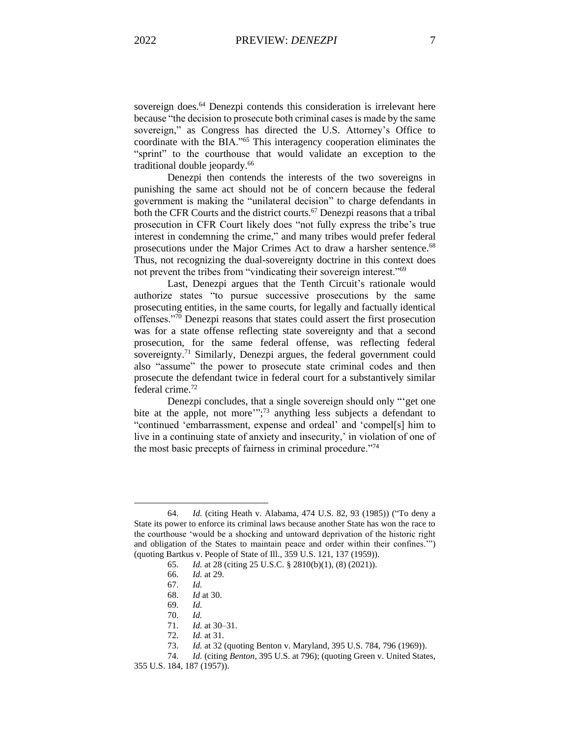sovereign does.[64] Denezpi contends this consideration is irrelevant here because "the decision to prosecute both criminal cases is made by the same sovereign," as Congress has directed the U.S. Attorney's Office to coordinate with the BIA."[65] This interagency cooperation eliminates the "sprint" to the courthouse that would validate an exception to the traditional double jeopardy.[66]

Denezpi then contends the interests of the two sovereigns in punishing the same act should not be of concern because the federal government is making the "unilateral decision" to charge defendants in both the CFR Courts and the district courts.[67] Denezpi reasons that a tribal prosecution in CFR Court likely does "not fully express the tribe's true interest in condemning the crime," and many tribes would prefer federal prosecutions under the Major Crimes Act to draw a harsher sentence.[68] Thus, not recognizing the dual-sovereignty doctrine in this context does not prevent the tribes from "vindicating their sovereign interest."[69]

Last, Denezpi argues that the Tenth Circuit's rationale would authorize states "to pursue successive prosecutions by the same prosecuting entities, in the same courts, for legally and factually identical offenses."[70] Denezpi reasons that states could assert the first prosecution was for a state offense reflecting state sovereignty and that a second prosecution, for the same federal offense, was reflecting federal sovereignty.[71] Similarly, Denezpi argues, the federal government could also "assume" the power to prosecute state criminal codes and then prosecute the defendant twice in federal court for a substantively similar federal crime.[72]

Denezpi concludes, that a single sovereign should only "'get one bite at the apple, not more'";[73] anything less subjects a defendant to "continued 'embarrassment, expense and ordeal' and 'compel[s] him to live in a continuing state of anxiety and insecurity,' in violation of one of the most basic precepts of fairness in criminal procedure."[74]

---

64. *Id.* (citing Heath v. Alabama, 474 U.S. 82, 93 (1985)) ("To deny a State its power to enforce its criminal laws because another State has won the race to the courthouse 'would be a shocking and untoward deprivation of the historic right and obligation of the States to maintain peace and order within their confines.'") (quoting Bartkus v. People of State of Ill., 359 U.S. 121, 137 (1959)).

65. *Id.* at 28 (citing 25 U.S.C. § 2810(b)(1), (8) (2021)).

66. *Id.* at 29.

67. *Id.*

68. *Id* at 30.

69. *Id.*

70. *Id.*

71. *Id.* at 30–31.

72. *Id.* at 31.

73. *Id.* at 32 (quoting Benton v. Maryland, 395 U.S. 784, 796 (1969)).

74. *Id.* (citing *Benton*, 395 U.S. at 796); (quoting Green v. United States, 355 U.S. 184, 187 (1957)).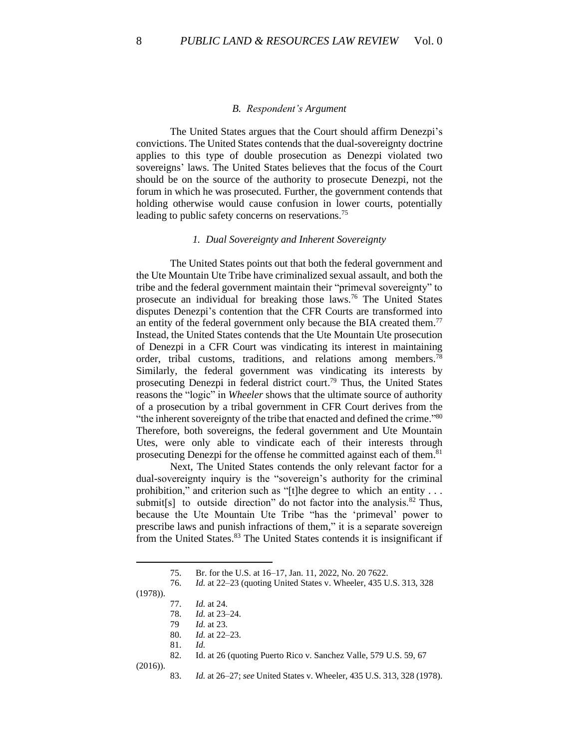### *B. Respondent's Argument*

The United States argues that the Court should affirm Denezpi's convictions. The United States contends that the dual-sovereignty doctrine applies to this type of double prosecution as Denezpi violated two sovereigns' laws. The United States believes that the focus of the Court should be on the source of the authority to prosecute Denezpi, not the forum in which he was prosecuted. Further, the government contends that holding otherwise would cause confusion in lower courts, potentially leading to public safety concerns on reservations.[75]

#### *1. Dual Sovereignty and Inherent Sovereignty*

The United States points out that both the federal government and the Ute Mountain Ute Tribe have criminalized sexual assault, and both the tribe and the federal government maintain their "primeval sovereignty" to prosecute an individual for breaking those laws.[76] The United States disputes Denezpi's contention that the CFR Courts are transformed into an entity of the federal government only because the BIA created them.[77] Instead, the United States contends that the Ute Mountain Ute prosecution of Denezpi in a CFR Court was vindicating its interest in maintaining order, tribal customs, traditions, and relations among members.[78] Similarly, the federal government was vindicating its interests by prosecuting Denezpi in federal district court.[79] Thus, the United States reasons the "logic" in *Wheeler* shows that the ultimate source of authority of a prosecution by a tribal government in CFR Court derives from the "the inherent sovereignty of the tribe that enacted and defined the crime."[80] Therefore, both sovereigns, the federal government and Ute Mountain Utes, were only able to vindicate each of their interests through prosecuting Denezpi for the offense he committed against each of them.[81]

Next, The United States contends the only relevant factor for a dual-sovereignty inquiry is the "sovereign's authority for the criminal prohibition," and criterion such as "[t]he degree to which an entity . . . submit[s] to outside direction" do not factor into the analysis.[82] Thus, because the Ute Mountain Ute Tribe "has the 'primeval' power to prescribe laws and punish infractions of them," it is a separate sovereign from the United States.[83] The United States contends it is insignificant if

---

75. Br. for the U.S. at 16–17, Jan. 11, 2022, No. 20 7622.

76. *Id.* at 22–23 (quoting United States v. Wheeler, 435 U.S. 313, 328 (1978)).

77. *Id.* at 24.

78. *Id.* at 23–24.

79 *Id.* at 23.

80. *Id.* at 22–23.

81. *Id.*

82. Id. at 26 (quoting Puerto Rico v. Sanchez Valle, 579 U.S. 59, 67 (2016)).

83. *Id.* at 26–27; *see* United States v. Wheeler, 435 U.S. 313, 328 (1978).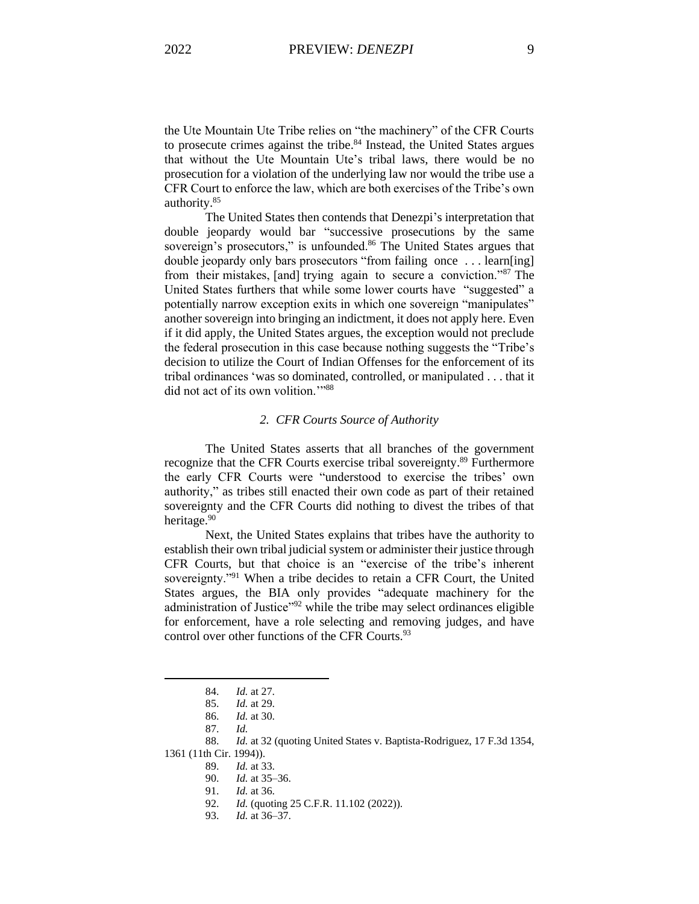the Ute Mountain Ute Tribe relies on "the machinery" of the CFR Courts to prosecute crimes against the tribe.[84] Instead, the United States argues that without the Ute Mountain Ute's tribal laws, there would be no prosecution for a violation of the underlying law nor would the tribe use a CFR Court to enforce the law, which are both exercises of the Tribe's own authority.[85]

The United States then contends that Denezpi's interpretation that double jeopardy would bar "successive prosecutions by the same sovereign's prosecutors," is unfounded.[86] The United States argues that double jeopardy only bars prosecutors "from failing once . . . learn[ing] from their mistakes, [and] trying again to secure a conviction."[87] The United States furthers that while some lower courts have "suggested" a potentially narrow exception exits in which one sovereign "manipulates" another sovereign into bringing an indictment, it does not apply here. Even if it did apply, the United States argues, the exception would not preclude the federal prosecution in this case because nothing suggests the "Tribe's decision to utilize the Court of Indian Offenses for the enforcement of its tribal ordinances 'was so dominated, controlled, or manipulated . . . that it did not act of its own volition.'"[88]

### *2. CFR Courts Source of Authority*

The United States asserts that all branches of the government recognize that the CFR Courts exercise tribal sovereignty.[89] Furthermore the early CFR Courts were "understood to exercise the tribes' own authority," as tribes still enacted their own code as part of their retained sovereignty and the CFR Courts did nothing to divest the tribes of that heritage.[90]

Next, the United States explains that tribes have the authority to establish their own tribal judicial system or administer their justice through CFR Courts, but that choice is an "exercise of the tribe's inherent sovereignty."[91] When a tribe decides to retain a CFR Court, the United States argues, the BIA only provides "adequate machinery for the administration of Justice"[92] while the tribe may select ordinances eligible for enforcement, have a role selecting and removing judges, and have control over other functions of the CFR Courts.[93]

---

84. *Id.* at 27.
85. *Id.* at 29.
86. *Id.* at 30.
87. *Id.*
88. *Id.* at 32 (quoting United States v. Baptista-Rodriguez, 17 F.3d 1354, 1361 (11th Cir. 1994)).
89. *Id.* at 33.
90. *Id.* at 35–36.
91. *Id.* at 36.
92. *Id.* (quoting 25 C.F.R. 11.102 (2022)).
93. *Id.* at 36–37.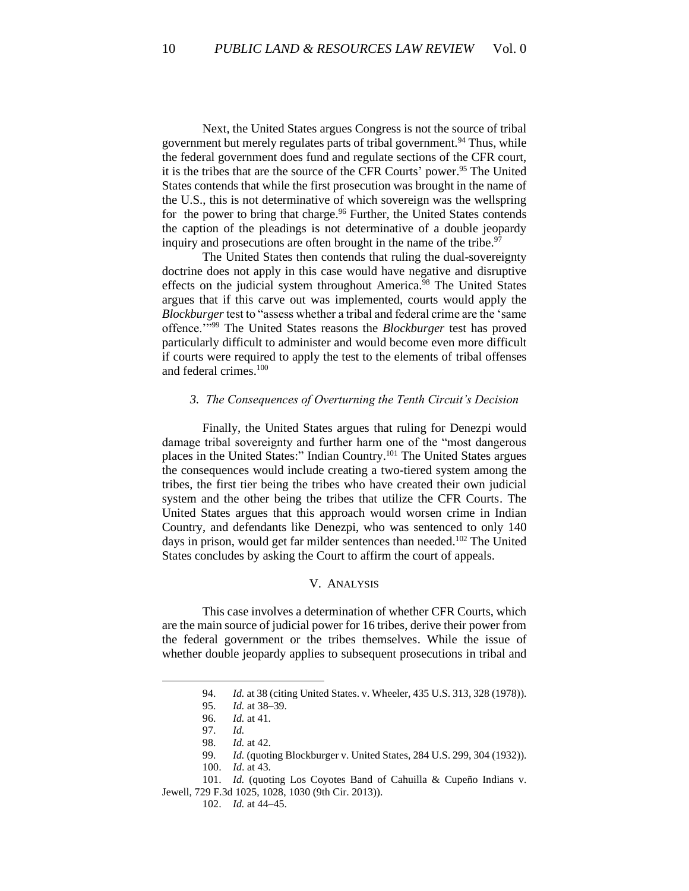Next, the United States argues Congress is not the source of tribal government but merely regulates parts of tribal government.[94] Thus, while the federal government does fund and regulate sections of the CFR court, it is the tribes that are the source of the CFR Courts' power.[95] The United States contends that while the first prosecution was brought in the name of the U.S., this is not determinative of which sovereign was the wellspring for the power to bring that charge.[96] Further, the United States contends the caption of the pleadings is not determinative of a double jeopardy inquiry and prosecutions are often brought in the name of the tribe.[97]

The United States then contends that ruling the dual-sovereignty doctrine does not apply in this case would have negative and disruptive effects on the judicial system throughout America.[98] The United States argues that if this carve out was implemented, courts would apply the *Blockburger* test to "assess whether a tribal and federal crime are the 'same offence.'"[99] The United States reasons the *Blockburger* test has proved particularly difficult to administer and would become even more difficult if courts were required to apply the test to the elements of tribal offenses and federal crimes.[100]

### *3. The Consequences of Overturning the Tenth Circuit's Decision*

Finally, the United States argues that ruling for Denezpi would damage tribal sovereignty and further harm one of the "most dangerous places in the United States:" Indian Country.[101] The United States argues the consequences would include creating a two-tiered system among the tribes, the first tier being the tribes who have created their own judicial system and the other being the tribes that utilize the CFR Courts. The United States argues that this approach would worsen crime in Indian Country, and defendants like Denezpi, who was sentenced to only 140 days in prison, would get far milder sentences than needed.[102] The United States concludes by asking the Court to affirm the court of appeals.

## V. ANALYSIS

This case involves a determination of whether CFR Courts, which are the main source of judicial power for 16 tribes, derive their power from the federal government or the tribes themselves. While the issue of whether double jeopardy applies to subsequent prosecutions in tribal and

---

94. *Id.* at 38 (citing United States. v. Wheeler, 435 U.S. 313, 328 (1978)).

95. *Id.* at 38–39.

96. *Id.* at 41.

97. *Id.*

98. *Id.* at 42.

99. *Id.* (quoting Blockburger v. United States, 284 U.S. 299, 304 (1932)).

100. *Id*. at 43.

101. *Id.* (quoting Los Coyotes Band of Cahuilla & Cupeño Indians v. Jewell, 729 F.3d 1025, 1028, 1030 (9th Cir. 2013)).

102. *Id.* at 44–45.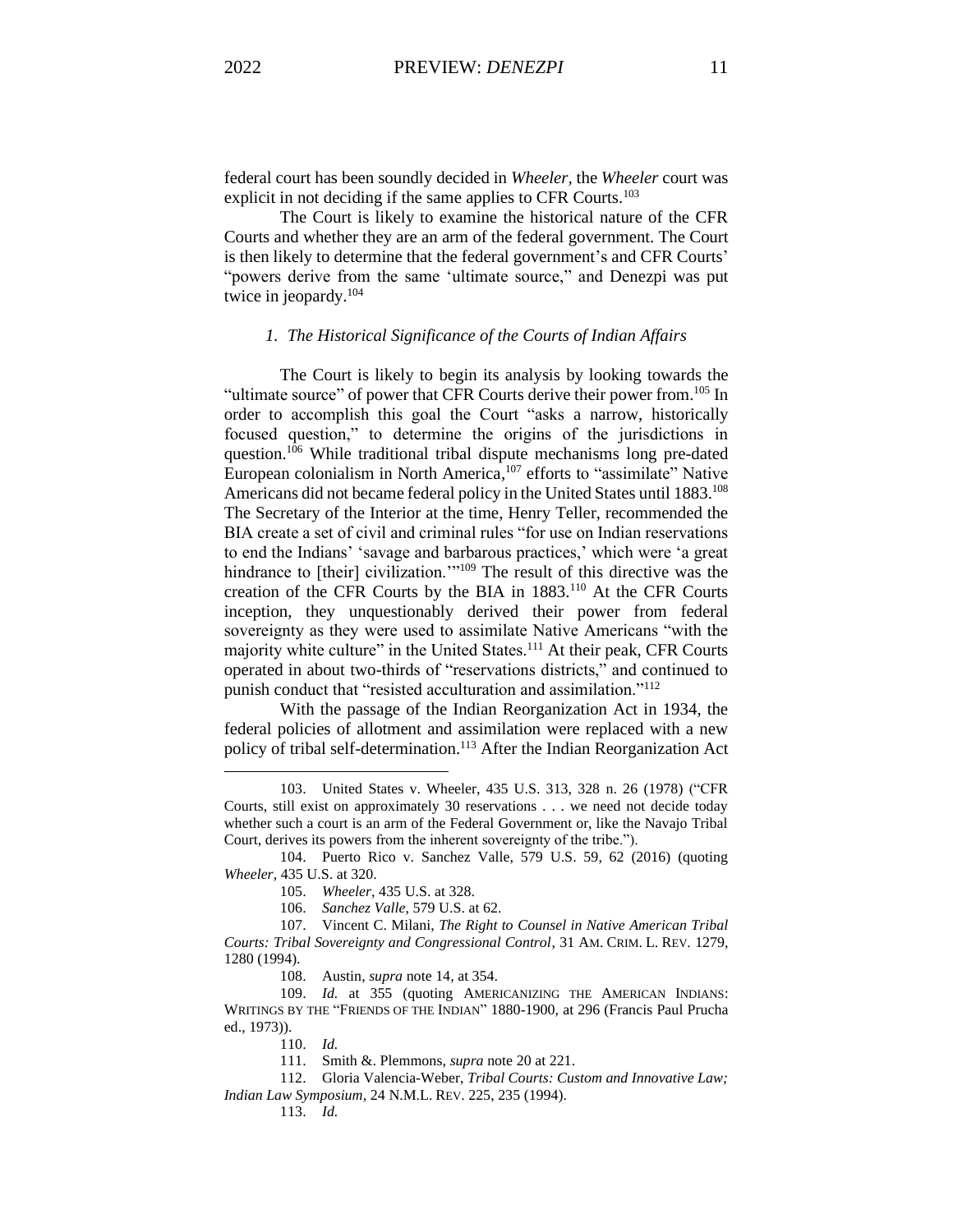federal court has been soundly decided in *Wheeler*, the *Wheeler* court was explicit in not deciding if the same applies to CFR Courts.[103]

The Court is likely to examine the historical nature of the CFR Courts and whether they are an arm of the federal government. The Court is then likely to determine that the federal government's and CFR Courts' "powers derive from the same 'ultimate source," and Denezpi was put twice in jeopardy.[104]

### *1. The Historical Significance of the Courts of Indian Affairs*

The Court is likely to begin its analysis by looking towards the "ultimate source" of power that CFR Courts derive their power from.[105] In order to accomplish this goal the Court "asks a narrow, historically focused question," to determine the origins of the jurisdictions in question.[106] While traditional tribal dispute mechanisms long pre-dated European colonialism in North America,[107] efforts to "assimilate" Native Americans did not became federal policy in the United States until 1883.[108] The Secretary of the Interior at the time, Henry Teller, recommended the BIA create a set of civil and criminal rules "for use on Indian reservations to end the Indians' 'savage and barbarous practices,' which were 'a great hindrance to [their] civilization.'"[109] The result of this directive was the creation of the CFR Courts by the BIA in 1883.[110] At the CFR Courts inception, they unquestionably derived their power from federal sovereignty as they were used to assimilate Native Americans "with the majority white culture" in the United States.[111] At their peak, CFR Courts operated in about two-thirds of "reservations districts," and continued to punish conduct that "resisted acculturation and assimilation."[112]

With the passage of the Indian Reorganization Act in 1934, the federal policies of allotment and assimilation were replaced with a new policy of tribal self-determination.[113] After the Indian Reorganization Act

---

103. United States v. Wheeler, 435 U.S. 313, 328 n. 26 (1978) ("CFR Courts, still exist on approximately 30 reservations . . . we need not decide today whether such a court is an arm of the Federal Government or, like the Navajo Tribal Court, derives its powers from the inherent sovereignty of the tribe.").

104. Puerto Rico v. Sanchez Valle, 579 U.S. 59, 62 (2016) (quoting *Wheeler*, 435 U.S. at 320.

105. *Wheeler*, 435 U.S. at 328.

106. *Sanchez Valle*, 579 U.S. at 62.

107. Vincent C. Milani, *The Right to Counsel in Native American Tribal Courts: Tribal Sovereignty and Congressional Control*, 31 AM. CRIM. L. REV. 1279, 1280 (1994).

108. Austin, *supra* note 14, at 354.

109. *Id.* at 355 (quoting AMERICANIZING THE AMERICAN INDIANS: WRITINGS BY THE "FRIENDS OF THE INDIAN" 1880-1900, at 296 (Francis Paul Prucha ed., 1973)).

110. *Id.*

111. Smith &. Plemmons, *supra* note 20 at 221.

112. Gloria Valencia-Weber, *Tribal Courts: Custom and Innovative Law; Indian Law Symposium*, 24 N.M.L. REV. 225, 235 (1994).

113. *Id.*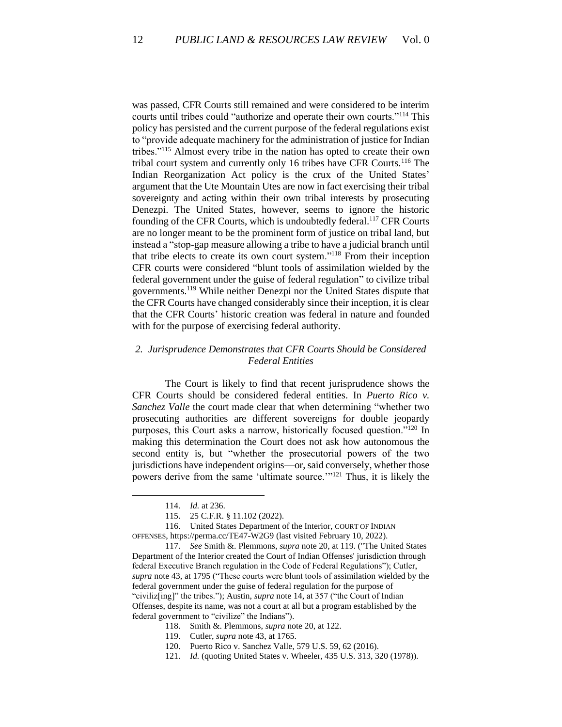was passed, CFR Courts still remained and were considered to be interim courts until tribes could "authorize and operate their own courts."[114] This policy has persisted and the current purpose of the federal regulations exist to "provide adequate machinery for the administration of justice for Indian tribes."[115] Almost every tribe in the nation has opted to create their own tribal court system and currently only 16 tribes have CFR Courts.[116] The Indian Reorganization Act policy is the crux of the United States' argument that the Ute Mountain Utes are now in fact exercising their tribal sovereignty and acting within their own tribal interests by prosecuting Denezpi. The United States, however, seems to ignore the historic founding of the CFR Courts, which is undoubtedly federal.[117] CFR Courts are no longer meant to be the prominent form of justice on tribal land, but instead a "stop-gap measure allowing a tribe to have a judicial branch until that tribe elects to create its own court system."[118] From their inception CFR courts were considered "blunt tools of assimilation wielded by the federal government under the guise of federal regulation" to civilize tribal governments.[119] While neither Denezpi nor the United States dispute that the CFR Courts have changed considerably since their inception, it is clear that the CFR Courts' historic creation was federal in nature and founded with for the purpose of exercising federal authority.

### *2. Jurisprudence Demonstrates that CFR Courts Should be Considered Federal Entities*

The Court is likely to find that recent jurisprudence shows the CFR Courts should be considered federal entities. In *Puerto Rico v. Sanchez Valle* the court made clear that when determining "whether two prosecuting authorities are different sovereigns for double jeopardy purposes, this Court asks a narrow, historically focused question."[120] In making this determination the Court does not ask how autonomous the second entity is, but "whether the prosecutorial powers of the two jurisdictions have independent origins—or, said conversely, whether those powers derive from the same 'ultimate source.'"[121] Thus, it is likely the

---

114. *Id.* at 236.

115. 25 C.F.R. § 11.102 (2022).

116. United States Department of the Interior, COURT OF INDIAN OFFENSES, https://perma.cc/TE47-W2G9 (last visited February 10, 2022).

117. *See* Smith &. Plemmons, *supra* note 20, at 119. ("The United States Department of the Interior created the Court of Indian Offenses' jurisdiction through federal Executive Branch regulation in the Code of Federal Regulations"); Cutler, *supra* note 43, at 1795 ("These courts were blunt tools of assimilation wielded by the federal government under the guise of federal regulation for the purpose of "civiliz[ing]" the tribes."); Austin, *supra* note 14, at 357 ("the Court of Indian Offenses, despite its name, was not a court at all but a program established by the federal government to "civilize" the Indians").

118. Smith &. Plemmons, *supra* note 20, at 122.

119. Cutler, *supra* note 43, at 1765.

120. Puerto Rico v. Sanchez Valle, 579 U.S. 59, 62 (2016).

121. *Id.* (quoting United States v. Wheeler, 435 U.S. 313, 320 (1978)).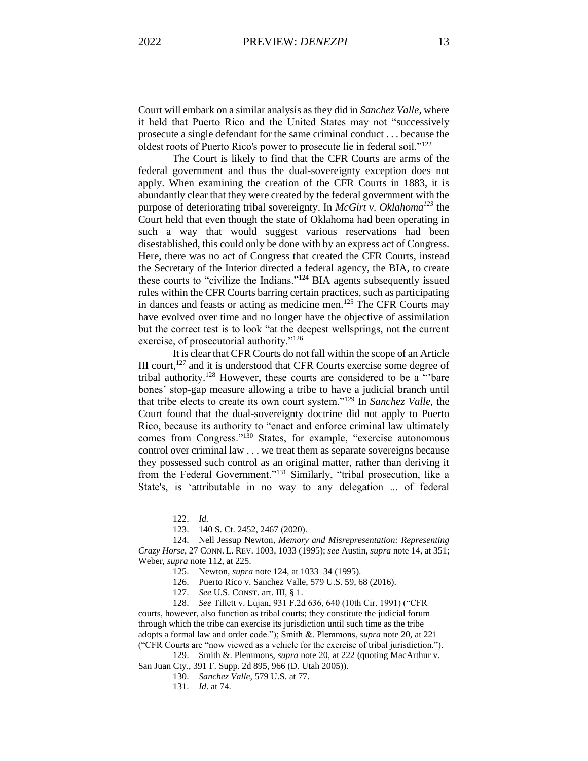Court will embark on a similar analysis as they did in *Sanchez Valle*, where it held that Puerto Rico and the United States may not "successively prosecute a single defendant for the same criminal conduct . . . because the oldest roots of Puerto Rico's power to prosecute lie in federal soil."[122]

The Court is likely to find that the CFR Courts are arms of the federal government and thus the dual-sovereignty exception does not apply. When examining the creation of the CFR Courts in 1883, it is abundantly clear that they were created by the federal government with the purpose of deteriorating tribal sovereignty. In *McGirt v. Oklahoma*[123] the Court held that even though the state of Oklahoma had been operating in such a way that would suggest various reservations had been disestablished, this could only be done with by an express act of Congress. Here, there was no act of Congress that created the CFR Courts, instead the Secretary of the Interior directed a federal agency, the BIA, to create these courts to "civilize the Indians."[124] BIA agents subsequently issued rules within the CFR Courts barring certain practices, such as participating in dances and feasts or acting as medicine men.[125] The CFR Courts may have evolved over time and no longer have the objective of assimilation but the correct test is to look "at the deepest wellsprings, not the current exercise, of prosecutorial authority."[126]

It is clear that CFR Courts do not fall within the scope of an Article III court,[127] and it is understood that CFR Courts exercise some degree of tribal authority.[128] However, these courts are considered to be a "'bare bones' stop-gap measure allowing a tribe to have a judicial branch until that tribe elects to create its own court system."[129] In *Sanchez Valle*, the Court found that the dual-sovereignty doctrine did not apply to Puerto Rico, because its authority to "enact and enforce criminal law ultimately comes from Congress."[130] States, for example, "exercise autonomous control over criminal law . . . we treat them as separate sovereigns because they possessed such control as an original matter, rather than deriving it from the Federal Government."[131] Similarly, "tribal prosecution, like a State's, is 'attributable in no way to any delegation ... of federal

---

122. *Id.*

123. 140 S. Ct. 2452, 2467 (2020).

124. Nell Jessup Newton, *Memory and Misrepresentation: Representing Crazy Horse*, 27 CONN. L. REV. 1003, 1033 (1995); *see* Austin, *supra* note 14, at 351; Weber, *supra* note 112, at 225.

125. Newton, *supra* note 124, at 1033–34 (1995).

126. Puerto Rico v. Sanchez Valle, 579 U.S. 59, 68 (2016).

127. *See* U.S. CONST. art. III, § 1.

128. *See* Tillett v. Lujan, 931 F.2d 636, 640 (10th Cir. 1991) ("CFR courts, however, also function as tribal courts; they constitute the judicial forum through which the tribe can exercise its jurisdiction until such time as the tribe adopts a formal law and order code."); Smith &. Plemmons, *supra* note 20, at 221 ("CFR Courts are "now viewed as a vehicle for the exercise of tribal jurisdiction.").

129. Smith &. Plemmons, *supra* note 20, at 222 (quoting MacArthur v. San Juan Cty., 391 F. Supp. 2d 895, 966 (D. Utah 2005)).

130. *Sanchez Valle*, 579 U.S. at 77.

131. *Id*. at 74.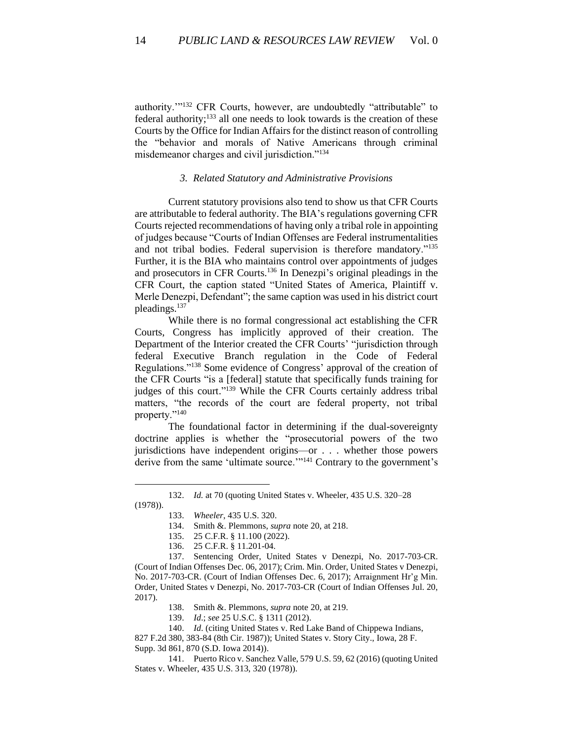authority.'"[132] CFR Courts, however, are undoubtedly "attributable" to federal authority;[133] all one needs to look towards is the creation of these Courts by the Office for Indian Affairs for the distinct reason of controlling the "behavior and morals of Native Americans through criminal misdemeanor charges and civil jurisdiction."[134]

### *3. Related Statutory and Administrative Provisions*

Current statutory provisions also tend to show us that CFR Courts are attributable to federal authority. The BIA's regulations governing CFR Courts rejected recommendations of having only a tribal role in appointing of judges because "Courts of Indian Offenses are Federal instrumentalities and not tribal bodies. Federal supervision is therefore mandatory."[135] Further, it is the BIA who maintains control over appointments of judges and prosecutors in CFR Courts.[136] In Denezpi's original pleadings in the CFR Court, the caption stated "United States of America, Plaintiff v. Merle Denezpi, Defendant"; the same caption was used in his district court pleadings.[137]

While there is no formal congressional act establishing the CFR Courts, Congress has implicitly approved of their creation. The Department of the Interior created the CFR Courts' "jurisdiction through federal Executive Branch regulation in the Code of Federal Regulations."[138] Some evidence of Congress' approval of the creation of the CFR Courts "is a [federal] statute that specifically funds training for judges of this court."[139] While the CFR Courts certainly address tribal matters, "the records of the court are federal property, not tribal property."[140]

The foundational factor in determining if the dual-sovereignty doctrine applies is whether the "prosecutorial powers of the two jurisdictions have independent origins—or . . . whether those powers derive from the same 'ultimate source.'"[141] Contrary to the government's

---

132. *Id.* at 70 (quoting United States v. Wheeler, 435 U.S. 320–28 (1978)).

133. *Wheeler*, 435 U.S. 320.

134. Smith &. Plemmons, *supra* note 20, at 218.

135. 25 C.F.R. § 11.100 (2022).

136. 25 C.F.R. § 11.201-04.

137. Sentencing Order, United States v Denezpi, No. 2017-703-CR. (Court of Indian Offenses Dec. 06, 2017); Crim. Min. Order, United States v Denezpi, No. 2017-703-CR. (Court of Indian Offenses Dec. 6, 2017); Arraignment Hr'g Min. Order, United States v Denezpi, No. 2017-703-CR (Court of Indian Offenses Jul. 20, 2017).

138. Smith &. Plemmons, *supra* note 20, at 219.

139. *Id.*; *see* 25 U.S.C. § 1311 (2012).

140. *Id.* (citing United States v. Red Lake Band of Chippewa Indians, 827 F.2d 380, 383-84 (8th Cir. 1987)); United States v. Story City., Iowa, 28 F. Supp. 3d 861, 870 (S.D. Iowa 2014)).

141. Puerto Rico v. Sanchez Valle, 579 U.S. 59, 62 (2016) (quoting United States v. Wheeler, 435 U.S. 313, 320 (1978)).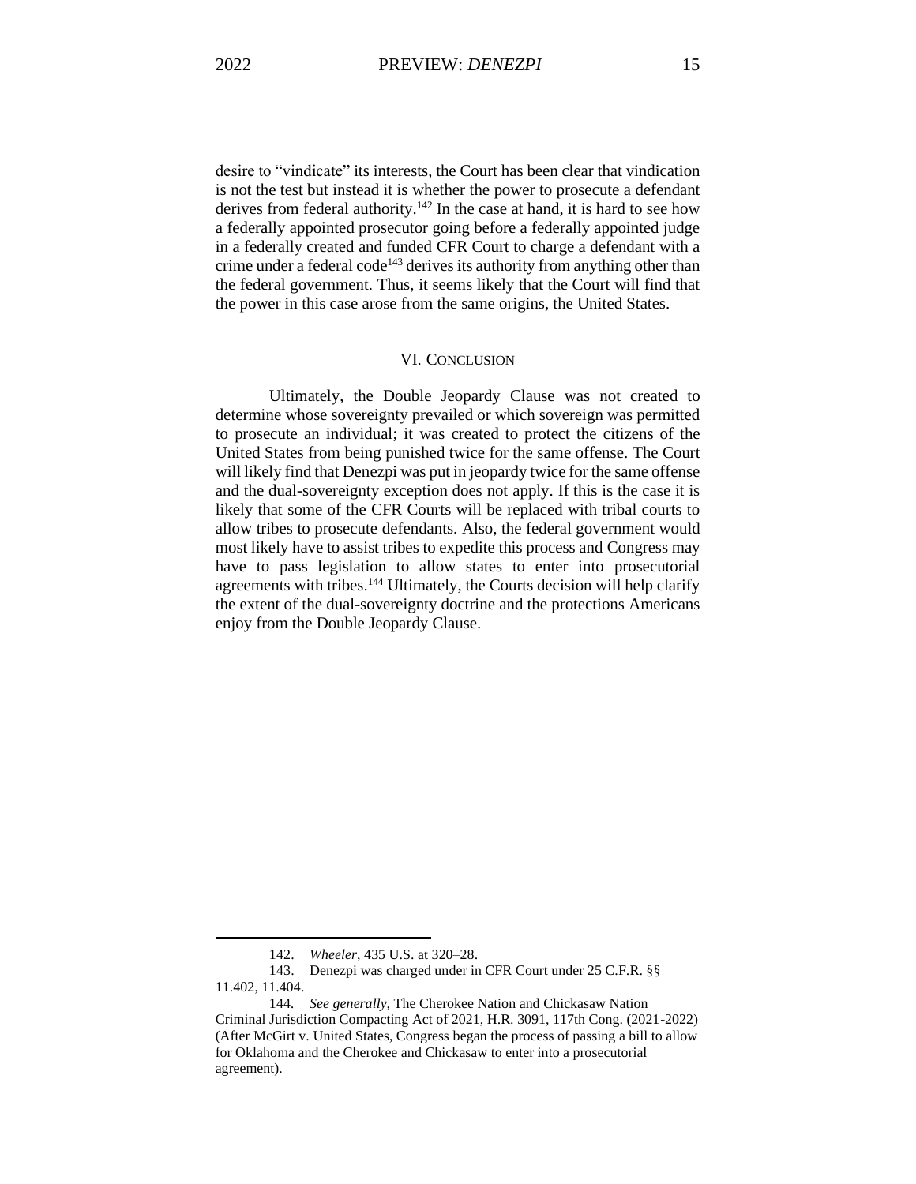desire to "vindicate" its interests, the Court has been clear that vindication is not the test but instead it is whether the power to prosecute a defendant derives from federal authority.[142] In the case at hand, it is hard to see how a federally appointed prosecutor going before a federally appointed judge in a federally created and funded CFR Court to charge a defendant with a crime under a federal code[143] derives its authority from anything other than the federal government. Thus, it seems likely that the Court will find that the power in this case arose from the same origins, the United States.

## VI. Conclusion

Ultimately, the Double Jeopardy Clause was not created to determine whose sovereignty prevailed or which sovereign was permitted to prosecute an individual; it was created to protect the citizens of the United States from being punished twice for the same offense. The Court will likely find that Denezpi was put in jeopardy twice for the same offense and the dual-sovereignty exception does not apply. If this is the case it is likely that some of the CFR Courts will be replaced with tribal courts to allow tribes to prosecute defendants. Also, the federal government would most likely have to assist tribes to expedite this process and Congress may have to pass legislation to allow states to enter into prosecutorial agreements with tribes.[144] Ultimately, the Courts decision will help clarify the extent of the dual-sovereignty doctrine and the protections Americans enjoy from the Double Jeopardy Clause.

---

142. *Wheeler*, 435 U.S. at 320–28.

143. Denezpi was charged under in CFR Court under 25 C.F.R. §§ 11.402, 11.404.

144. *See generally*, The Cherokee Nation and Chickasaw Nation Criminal Jurisdiction Compacting Act of 2021, H.R. 3091, 117th Cong. (2021-2022) (After McGirt v. United States, Congress began the process of passing a bill to allow for Oklahoma and the Cherokee and Chickasaw to enter into a prosecutorial agreement).